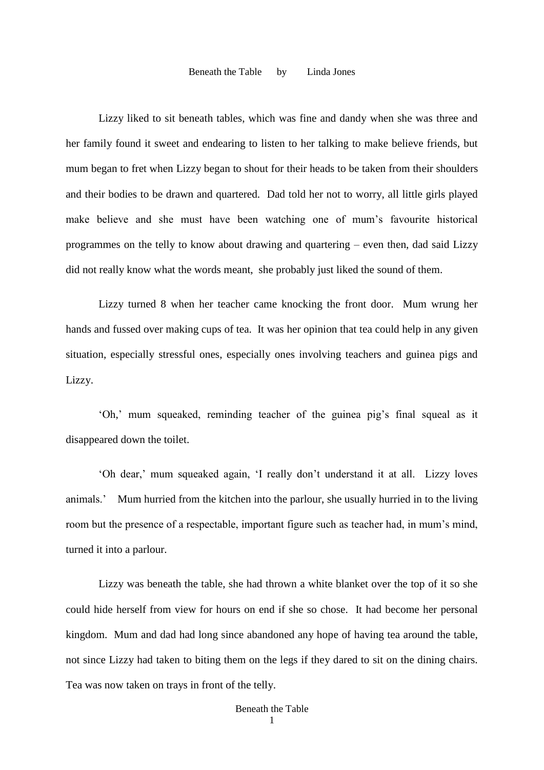# Beneath the Table by Linda Jones

Lizzy liked to sit beneath tables, which was fine and dandy when she was three and her family found it sweet and endearing to listen to her talking to make believe friends, but mum began to fret when Lizzy began to shout for their heads to be taken from their shoulders and their bodies to be drawn and quartered. Dad told her not to worry, all little girls played make believe and she must have been watching one of mum's favourite historical programmes on the telly to know about drawing and quartering – even then, dad said Lizzy did not really know what the words meant, she probably just liked the sound of them.

Lizzy turned 8 when her teacher came knocking the front door. Mum wrung her hands and fussed over making cups of tea. It was her opinion that tea could help in any given situation, especially stressful ones, especially ones involving teachers and guinea pigs and Lizzy.

'Oh,' mum squeaked, reminding teacher of the guinea pig's final squeal as it disappeared down the toilet.

'Oh dear,' mum squeaked again, 'I really don't understand it at all. Lizzy loves animals.' Mum hurried from the kitchen into the parlour, she usually hurried in to the living room but the presence of a respectable, important figure such as teacher had, in mum's mind, turned it into a parlour.

Lizzy was beneath the table, she had thrown a white blanket over the top of it so she could hide herself from view for hours on end if she so chose. It had become her personal kingdom. Mum and dad had long since abandoned any hope of having tea around the table, not since Lizzy had taken to biting them on the legs if they dared to sit on the dining chairs. Tea was now taken on trays in front of the telly.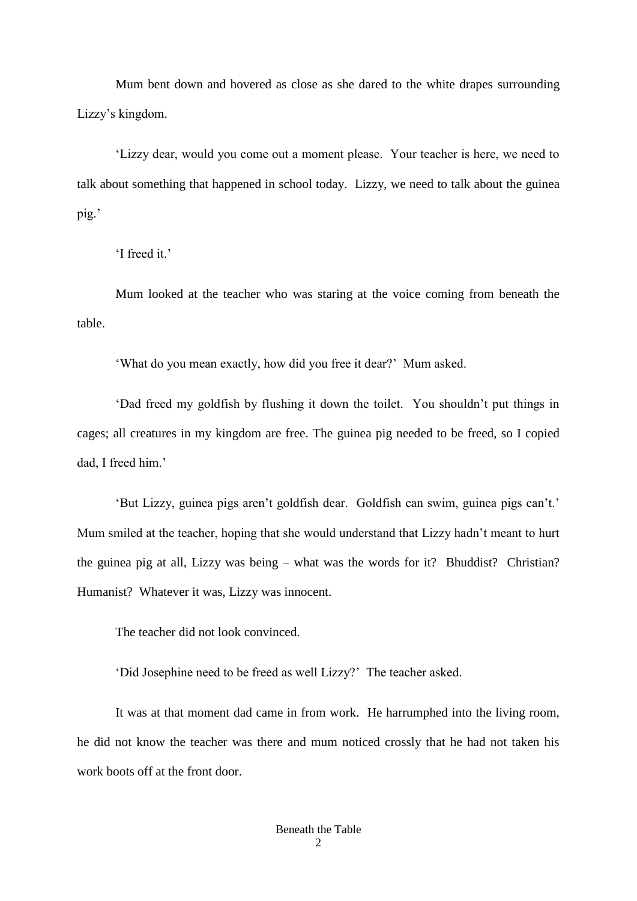Mum bent down and hovered as close as she dared to the white drapes surrounding Lizzy's kingdom.

'Lizzy dear, would you come out a moment please.  Your teacher is here, we need to talk about something that happened in school today.  Lizzy, we need to talk about the guinea pig.'

'I freed it.'

Mum looked at the teacher who was staring at the voice coming from beneath the table.

'What do you mean exactly, how did you free it dear?'  Mum asked.

'Dad freed my goldfish by flushing it down the toilet.  You shouldn't put things in cages; all creatures in my kingdom are free. The guinea pig needed to be freed, so I copied dad, I freed him.'

'But Lizzy, guinea pigs aren't goldfish dear.  Goldfish can swim, guinea pigs can't.'  Mum smiled at the teacher, hoping that she would understand that Lizzy hadn't meant to hurt the guinea pig at all, Lizzy was being – what was the words for it?  Bhuddist?  Christian?  Humanist?  Whatever it was, Lizzy was innocent.

The teacher did not look convinced.

'Did Josephine need to be freed as well Lizzy?'  The teacher asked.

It was at that moment dad came in from work.  He harrumphed into the living room, he did not know the teacher was there and mum noticed crossly that he had not taken his work boots off at the front door.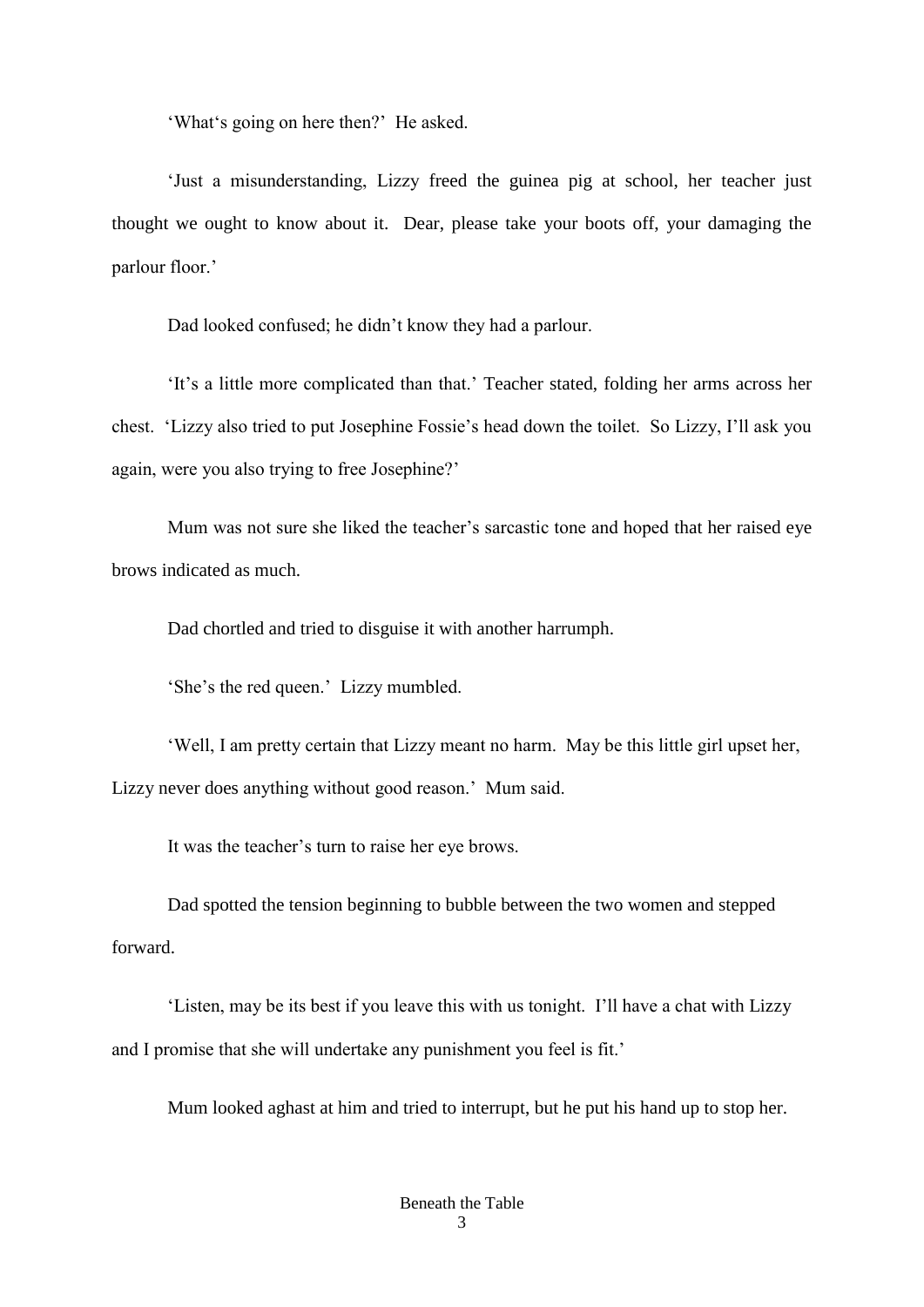'What's going on here then?' He asked.

'Just a misunderstanding, Lizzy freed the guinea pig at school, her teacher just thought we ought to know about it. Dear, please take your boots off, your damaging the parlour floor.'

Dad looked confused; he didn't know they had a parlour.

'It's a little more complicated than that.' Teacher stated, folding her arms across her chest. 'Lizzy also tried to put Josephine Fossie's head down the toilet. So Lizzy, I'll ask you again, were you also trying to free Josephine?'

Mum was not sure she liked the teacher's sarcastic tone and hoped that her raised eye brows indicated as much.

Dad chortled and tried to disguise it with another harrumph.

'She's the red queen.' Lizzy mumbled.

'Well, I am pretty certain that Lizzy meant no harm. May be this little girl upset her, Lizzy never does anything without good reason.' Mum said.

It was the teacher's turn to raise her eye brows.

Dad spotted the tension beginning to bubble between the two women and stepped forward.

'Listen, may be its best if you leave this with us tonight. I'll have a chat with Lizzy and I promise that she will undertake any punishment you feel is fit.'

Mum looked aghast at him and tried to interrupt, but he put his hand up to stop her.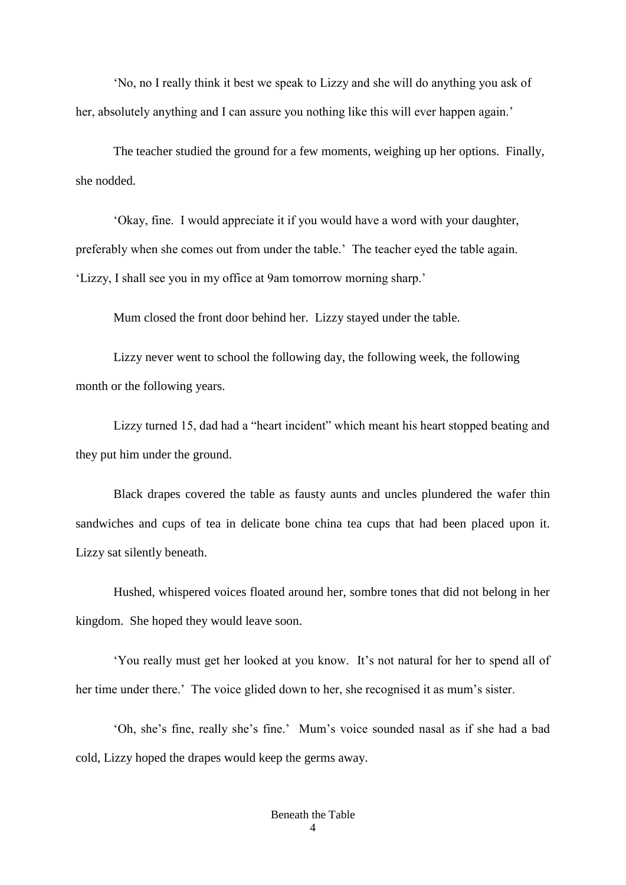'No, no I really think it best we speak to Lizzy and she will do anything you ask of her, absolutely anything and I can assure you nothing like this will ever happen again.'

The teacher studied the ground for a few moments, weighing up her options. Finally, she nodded.

'Okay, fine. I would appreciate it if you would have a word with your daughter, preferably when she comes out from under the table.' The teacher eyed the table again. 'Lizzy, I shall see you in my office at 9am tomorrow morning sharp.'

Mum closed the front door behind her. Lizzy stayed under the table.

Lizzy never went to school the following day, the following week, the following month or the following years.

Lizzy turned 15, dad had a "heart incident" which meant his heart stopped beating and they put him under the ground.

Black drapes covered the table as fausty aunts and uncles plundered the wafer thin sandwiches and cups of tea in delicate bone china tea cups that had been placed upon it. Lizzy sat silently beneath.

Hushed, whispered voices floated around her, sombre tones that did not belong in her kingdom. She hoped they would leave soon.

'You really must get her looked at you know. It's not natural for her to spend all of her time under there.' The voice glided down to her, she recognised it as mum's sister.

'Oh, she's fine, really she's fine.' Mum's voice sounded nasal as if she had a bad cold, Lizzy hoped the drapes would keep the germs away.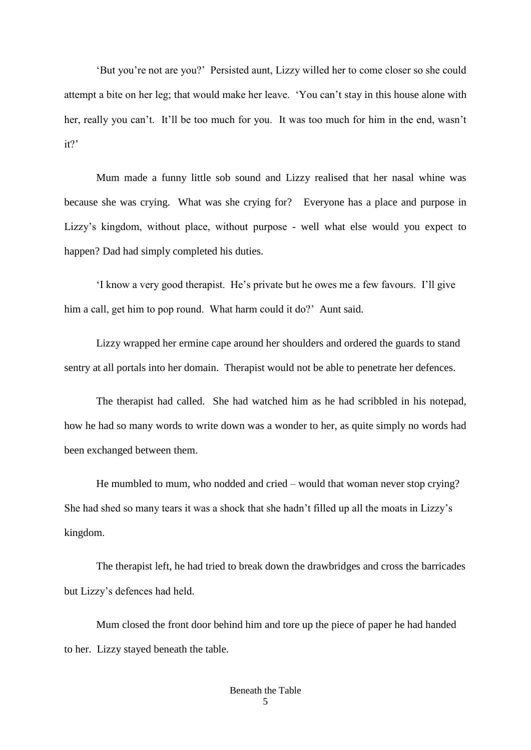'But you're not are you?' Persisted aunt, Lizzy willed her to come closer so she could attempt a bite on her leg; that would make her leave. 'You can't stay in this house alone with her, really you can't. It'll be too much for you. It was too much for him in the end, wasn't it?'

Mum made a funny little sob sound and Lizzy realised that her nasal whine was because she was crying. What was she crying for? Everyone has a place and purpose in Lizzy's kingdom, without place, without purpose - well what else would you expect to happen? Dad had simply completed his duties.

'I know a very good therapist. He's private but he owes me a few favours. I'll give him a call, get him to pop round. What harm could it do?' Aunt said.

Lizzy wrapped her ermine cape around her shoulders and ordered the guards to stand sentry at all portals into her domain. Therapist would not be able to penetrate her defences.

The therapist had called. She had watched him as he had scribbled in his notepad, how he had so many words to write down was a wonder to her, as quite simply no words had been exchanged between them.

He mumbled to mum, who nodded and cried – would that woman never stop crying? She had shed so many tears it was a shock that she hadn't filled up all the moats in Lizzy's kingdom.

The therapist left, he had tried to break down the drawbridges and cross the barricades but Lizzy's defences had held.

Mum closed the front door behind him and tore up the piece of paper he had handed to her. Lizzy stayed beneath the table.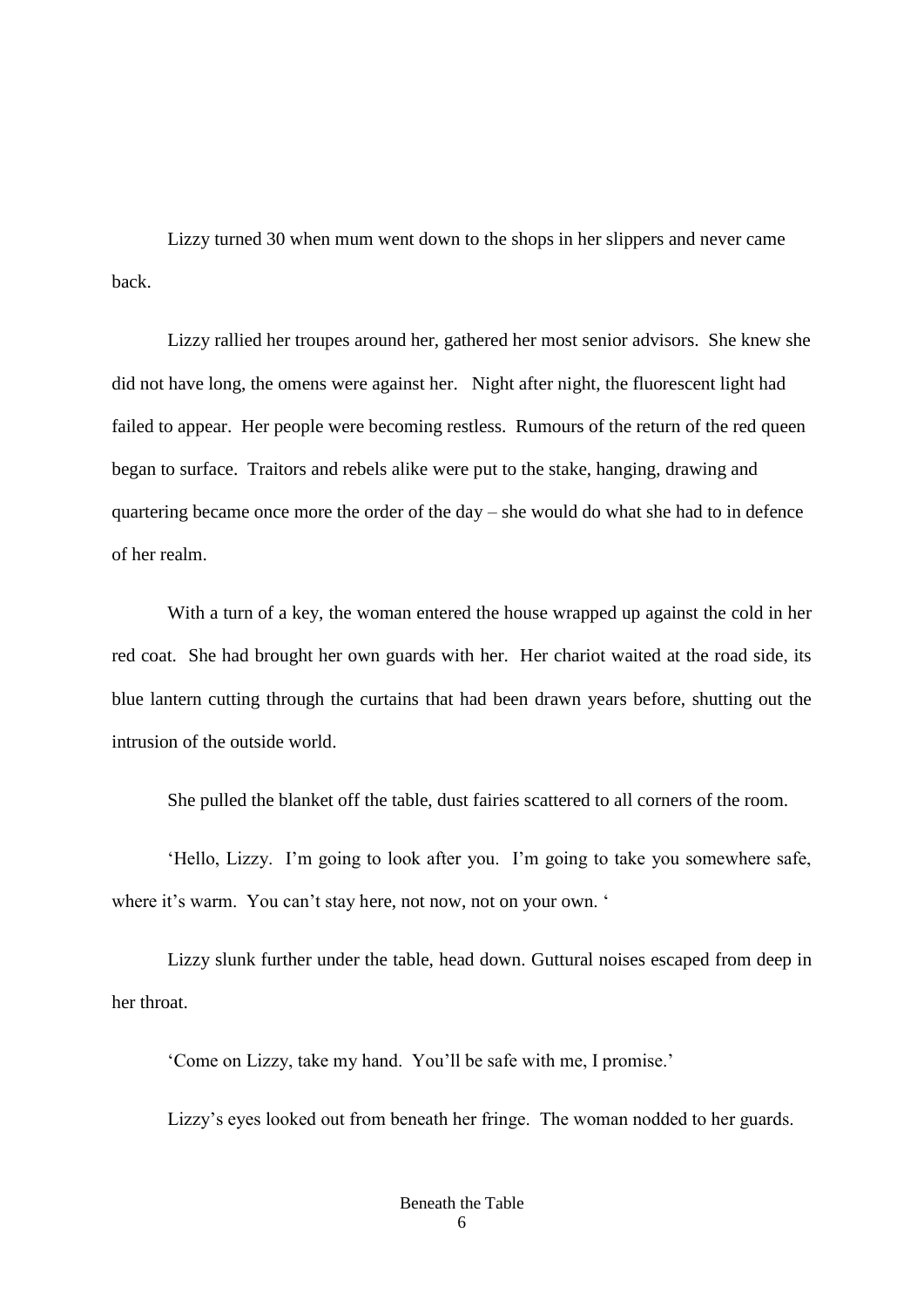Lizzy turned 30 when mum went down to the shops in her slippers and never came back.

Lizzy rallied her troupes around her, gathered her most senior advisors. She knew she did not have long, the omens were against her. Night after night, the fluorescent light had failed to appear. Her people were becoming restless. Rumours of the return of the red queen began to surface. Traitors and rebels alike were put to the stake, hanging, drawing and quartering became once more the order of the day – she would do what she had to in defence of her realm.

With a turn of a key, the woman entered the house wrapped up against the cold in her red coat. She had brought her own guards with her. Her chariot waited at the road side, its blue lantern cutting through the curtains that had been drawn years before, shutting out the intrusion of the outside world.

She pulled the blanket off the table, dust fairies scattered to all corners of the room.

'Hello, Lizzy. I'm going to look after you. I'm going to take you somewhere safe, where it's warm. You can't stay here, not now, not on your own. '

Lizzy slunk further under the table, head down. Guttural noises escaped from deep in her throat.

'Come on Lizzy, take my hand. You'll be safe with me, I promise.'

Lizzy's eyes looked out from beneath her fringe. The woman nodded to her guards.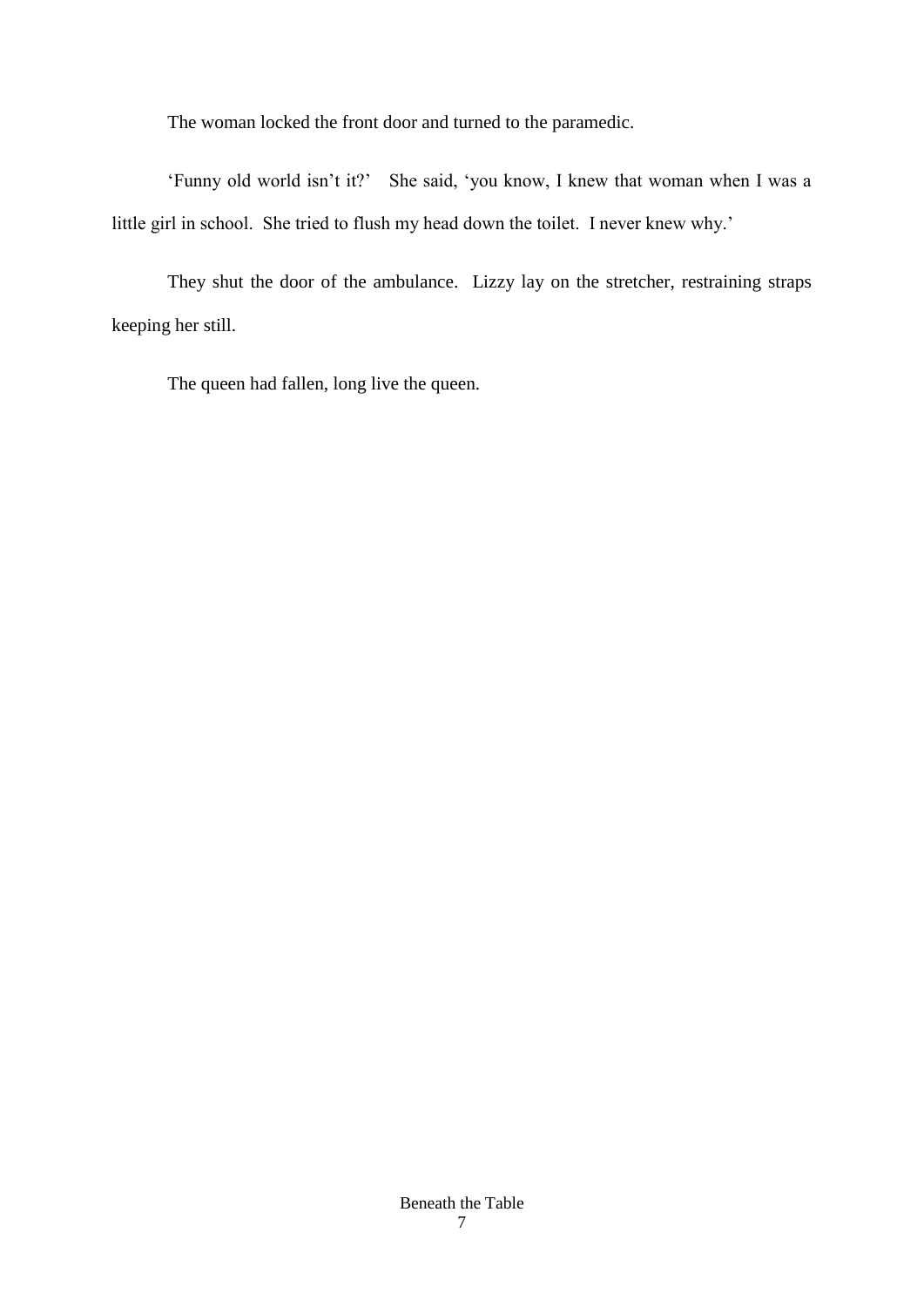The woman locked the front door and turned to the paramedic.

'Funny old world isn't it?' She said, 'you know, I knew that woman when I was a little girl in school. She tried to flush my head down the toilet. I never knew why.'

They shut the door of the ambulance. Lizzy lay on the stretcher, restraining straps keeping her still.

The queen had fallen, long live the queen.